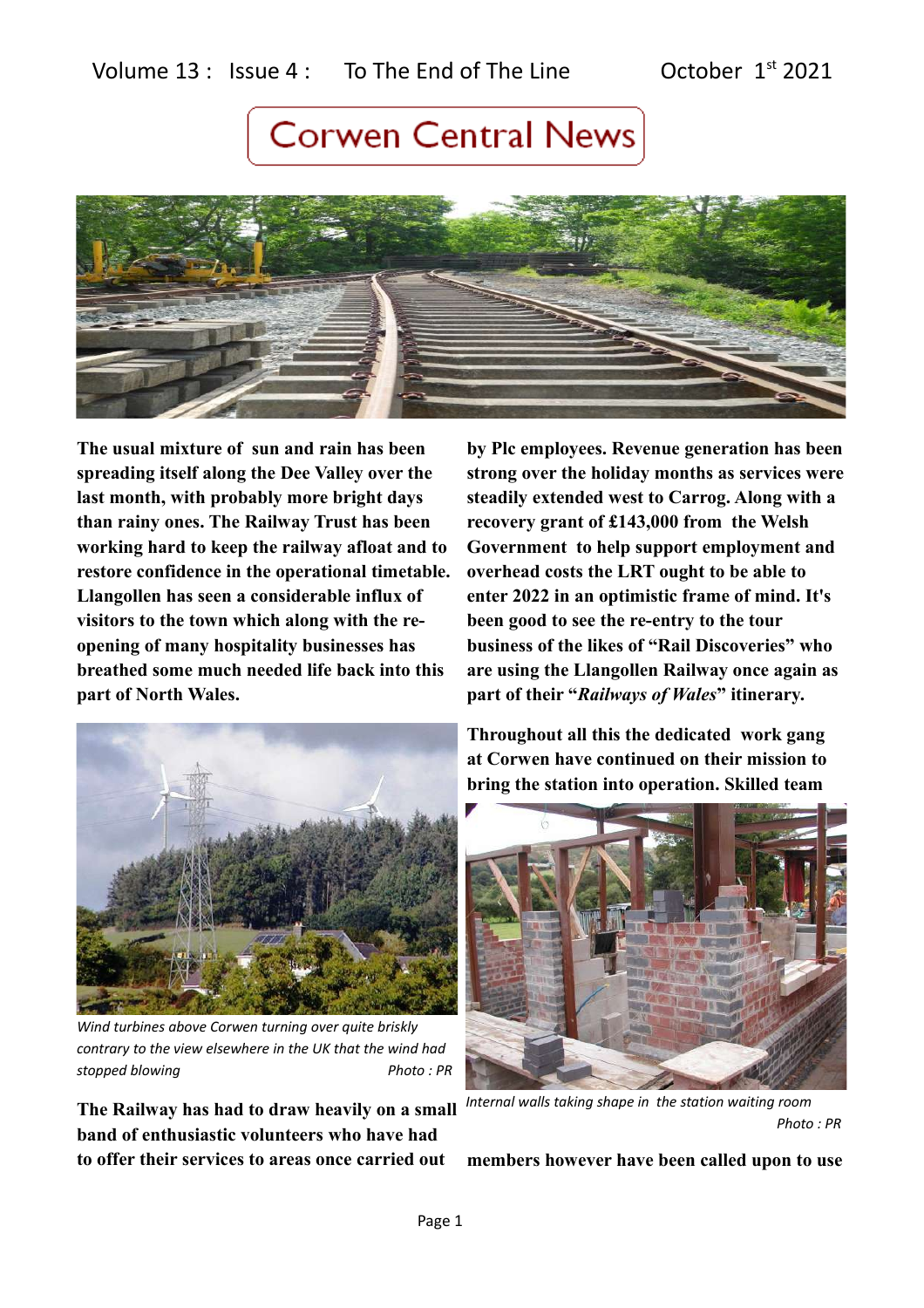Volume 13 : Issue 4 : To The End of The Line October 1st 2021

# Corwen Central News

**The usual mixture of sun and rain has been spreading itself along the Dee Valley over the last month, with probably more bright days than rainy ones. The Railway Trust has been working hard to keep the railway afloat and to restore confidence in the operational timetable. Llangollen has seen a considerable influx of visitors to the town which along with the re-opening of many hospitality businesses has breathed some much needed life back into this part of North Wales.**

*Wind turbines above Corwen turning over quite briskly contrary to the view elsewhere in the UK that the wind had stopped blowing* — *Photo : PR*

**The Railway has had to draw heavily on a small band of enthusiastic volunteers who have had to offer their services to areas once carried out by Plc employees. Revenue generation has been strong over the holiday months as services were steadily extended west to Carrog. Along with a recovery grant of £143,000 from the Welsh Government to help support employment and overhead costs the LRT ought to be able to enter 2022 in an optimistic frame of mind. It's been good to see the re-entry to the tour business of the likes of "Rail Discoveries" who are using the Llangollen Railway once again as part of their "*Railways of Wales*" itinerary.**

**Throughout all this the dedicated work gang at Corwen have continued on their mission to bring the station into operation. Skilled team**

*Internal walls taking shape in the station waiting room* — *Photo : PR*

**members however have been called upon to use**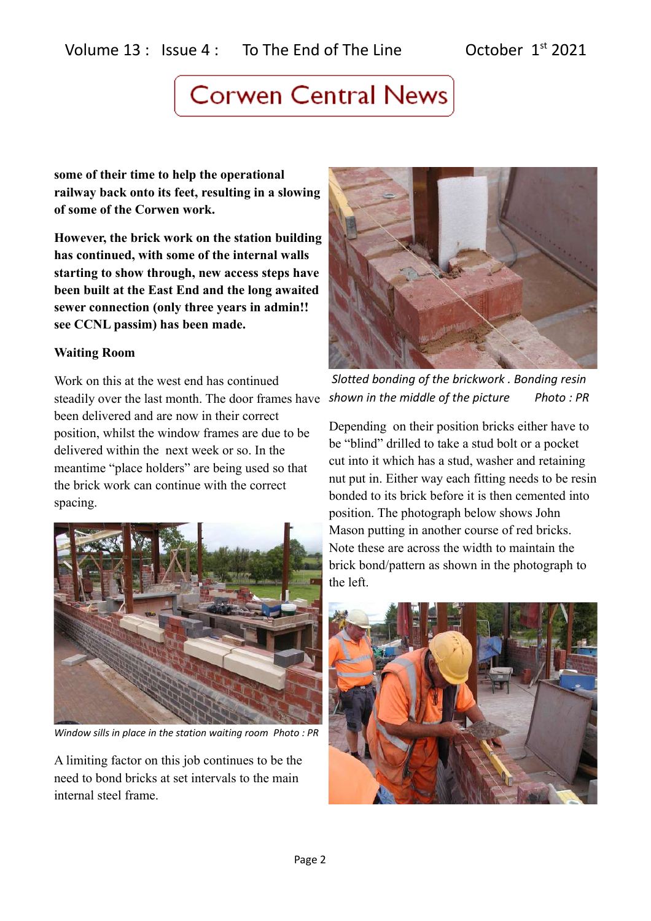**some of their time to help the operational railway back onto its feet, resulting in a slowing of some of the Corwen work.**

**However, the brick work on the station building has continued, with some of the internal walls starting to show through, new access steps have been built at the East End and the long awaited sewer connection (only three years in admin!! see CCNL passim) has been made.**

**Waiting Room**

Work on this at the west end has continued steadily over the last month. The door frames have been delivered and are now in their correct position, whilst the window frames are due to be delivered within the next week or so. In the meantime "place holders" are being used so that the brick work can continue with the correct spacing.

*Window sills in place in the station waiting room Photo : PR*

A limiting factor on this job continues to be the need to bond bricks at set intervals to the main internal steel frame.

*Slotted bonding of the brickwork . Bonding resin shown in the middle of the picture Photo : PR*

Depending on their position bricks either have to be "blind" drilled to take a stud bolt or a pocket cut into it which has a stud, washer and retaining nut put in. Either way each fitting needs to be resin bonded to its brick before it is then cemented into position. The photograph below shows John Mason putting in another course of red bricks. Note these are across the width to maintain the brick bond/pattern as shown in the photograph to the left.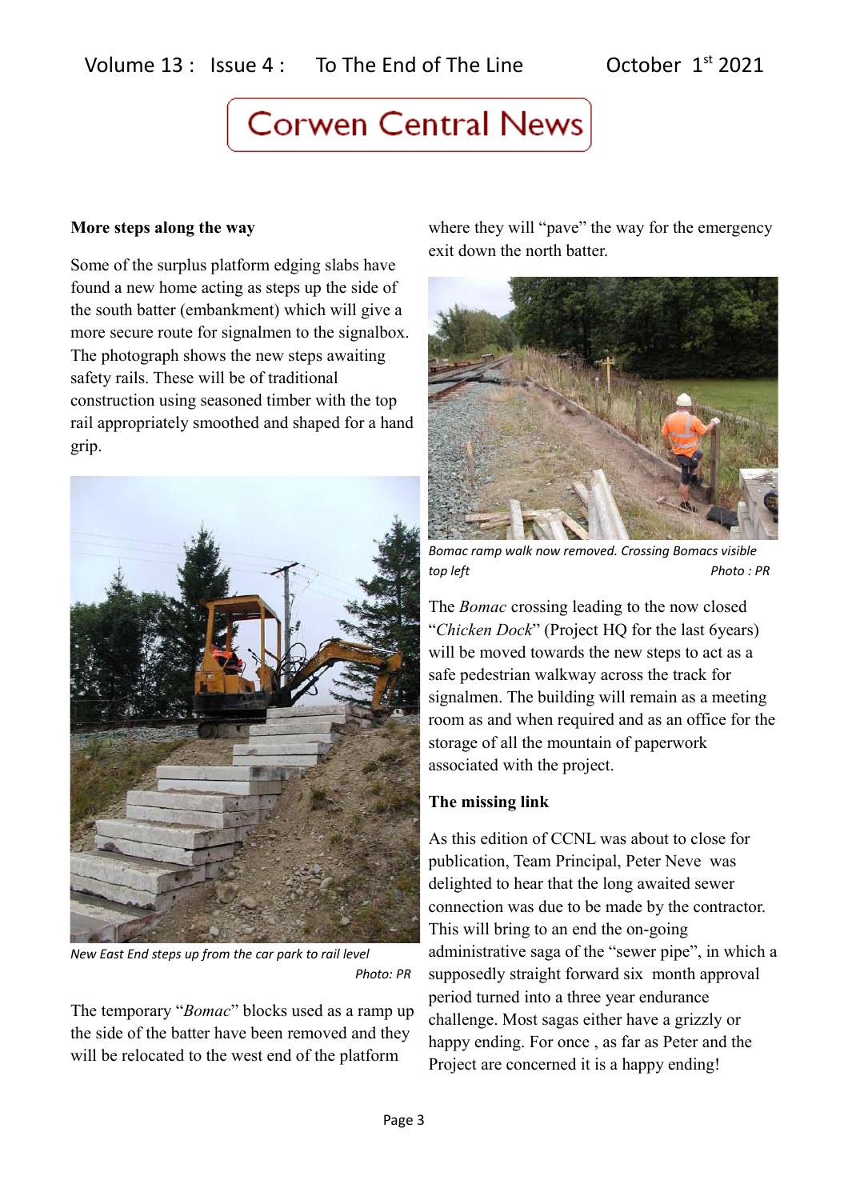### More steps along the way

Some of the surplus platform edging slabs have found a new home acting as steps up the side of the south batter (embankment) which will give a more secure route for signalmen to the signalbox. The photograph shows the new steps awaiting safety rails. These will be of traditional construction using seasoned timber with the top rail appropriately smoothed and shaped for a hand grip.

*New East End steps up from the car park to rail level* *Photo: PR*

The temporary "*Bomac*" blocks used as a ramp up the side of the batter have been removed and they will be relocated to the west end of the platform where they will "pave" the way for the emergency exit down the north batter.

*Bomac ramp walk now removed. Crossing Bomacs visible top left* *Photo : PR*

The *Bomac* crossing leading to the now closed "*Chicken Dock*" (Project HQ for the last 6years) will be moved towards the new steps to act as a safe pedestrian walkway across the track for signalmen. The building will remain as a meeting room as and when required and as an office for the storage of all the mountain of paperwork associated with the project.

### The missing link

As this edition of CCNL was about to close for publication, Team Principal, Peter Neve was delighted to hear that the long awaited sewer connection was due to be made by the contractor. This will bring to an end the on-going administrative saga of the "sewer pipe", in which a supposedly straight forward six month approval period turned into a three year endurance challenge. Most sagas either have a grizzly or happy ending. For once , as far as Peter and the Project are concerned it is a happy ending!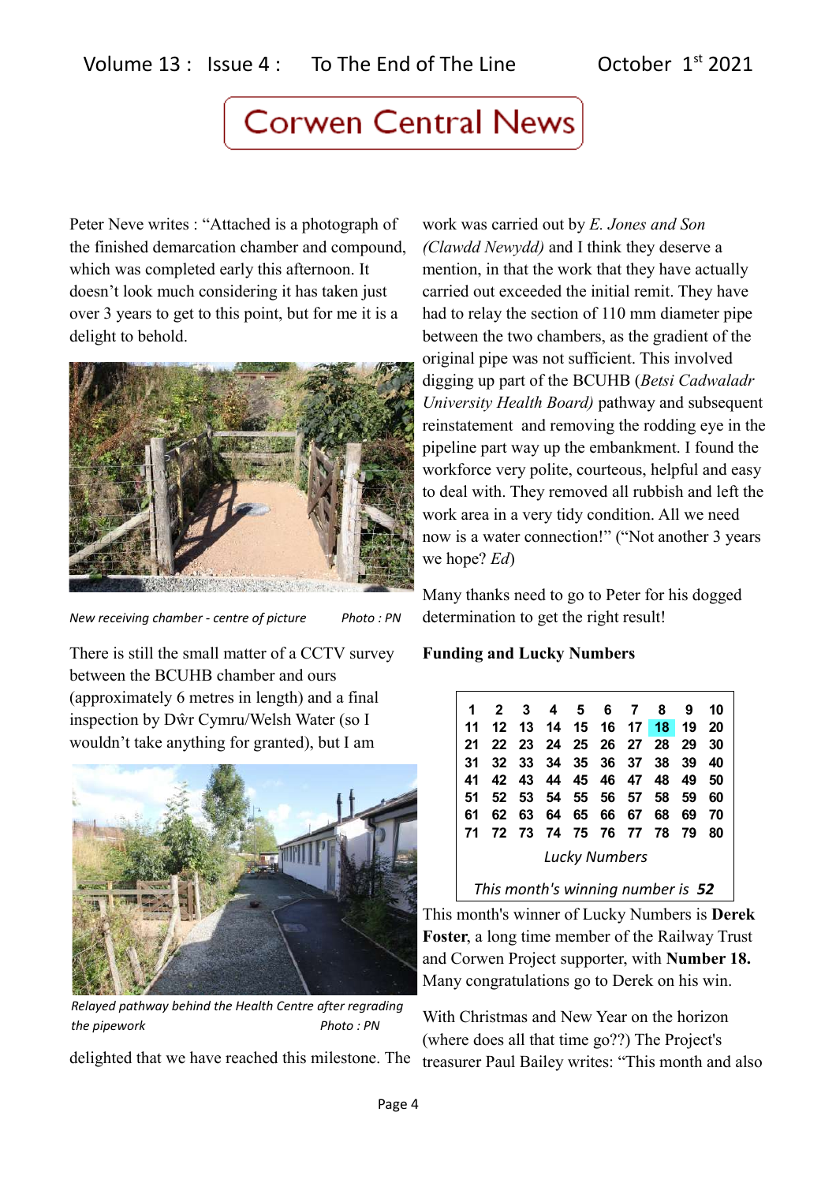# Corwen Central News

Peter Neve writes : "Attached is a photograph of the finished demarcation chamber and compound, which was completed early this afternoon. It doesn't look much considering it has taken just over 3 years to get to this point, but for me it is a delight to behold.

*New receiving chamber - centre of picture Photo : PN*

There is still the small matter of a CCTV survey between the BCUHB chamber and ours (approximately 6 metres in length) and a final inspection by Dŵr Cymru/Welsh Water (so I wouldn't take anything for granted), but I am delighted that we have reached this milestone. The work was carried out by *E. Jones and Son (Clawdd Newydd)* and I think they deserve a mention, in that the work that they have actually carried out exceeded the initial remit. They have had to relay the section of 110 mm diameter pipe between the two chambers, as the gradient of the original pipe was not sufficient. This involved digging up part of the BCUHB (*Betsi Cadwaladr University Health Board)* pathway and subsequent reinstatement and removing the rodding eye in the pipeline part way up the embankment. I found the workforce very polite, courteous, helpful and easy to deal with. They removed all rubbish and left the work area in a very tidy condition. All we need now is a water connection!" ("Not another 3 years we hope? *Ed*)

*Relayed pathway behind the Health Centre after regrading the pipework Photo : PN*

Many thanks need to go to Peter for his dogged determination to get the right result!

**Funding and Lucky Numbers**

| | | | | | | | | | |
|---|---|---|---|---|---|---|---|---|---|
| 1 | 2 | 3 | 4 | 5 | 6 | 7 | 8 | 9 | 10 |
| 11 | 12 | 13 | 14 | 15 | 16 | 17 | 18 | 19 | 20 |
| 21 | 22 | 23 | 24 | 25 | 26 | 27 | 28 | 29 | 30 |
| 31 | 32 | 33 | 34 | 35 | 36 | 37 | 38 | 39 | 40 |
| 41 | 42 | 43 | 44 | 45 | 46 | 47 | 48 | 49 | 50 |
| 51 | 52 | 53 | 54 | 55 | 56 | 57 | 58 | 59 | 60 |
| 61 | 62 | 63 | 64 | 65 | 66 | 67 | 68 | 69 | 70 |
| 71 | 72 | 73 | 74 | 75 | 76 | 77 | 78 | 79 | 80 |

*Lucky Numbers*

*This month's winning number is* ***52***

This month's winner of Lucky Numbers is **Derek Foster**, a long time member of the Railway Trust and Corwen Project supporter, with **Number 18.** Many congratulations go to Derek on his win.

With Christmas and New Year on the horizon (where does all that time go??) The Project's treasurer Paul Bailey writes: "This month and also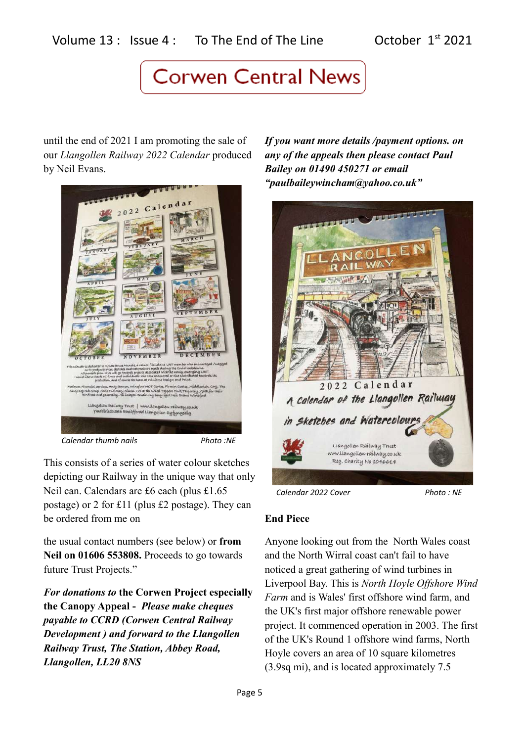until the end of 2021 I am promoting the sale of our *Llangollen Railway 2022 Calendar* produced by Neil Evans.

*Calendar thumb nails* *Photo :NE*

This consists of a series of water colour sketches depicting our Railway in the unique way that only Neil can. Calendars are £6 each (plus £1.65 postage) or 2 for £11 (plus £2 postage). They can be ordered from me on

the usual contact numbers (see below) or **from Neil on 01606 553808.** Proceeds to go towards future Trust Projects."

***For donations to* the Corwen Project especially the Canopy Appeal - *Please make cheques payable to CCRD (Corwen Central Railway Development ) and forward to the Llangollen Railway Trust, The Station, Abbey Road, Llangollen, LL20 8NS***

***If you want more details /payment options. on any of the appeals then please contact Paul Bailey on 01490 450271 or email "paulbaileywincham@yahoo.co.uk"***

*Calendar 2022 Cover* *Photo : NE*

**End Piece**

Anyone looking out from the North Wales coast and the North Wirral coast can't fail to have noticed a great gathering of wind turbines in Liverpool Bay. This is *North Hoyle Offshore Wind Farm* and is Wales' first offshore wind farm, and the UK's first major offshore renewable power project. It commenced operation in 2003. The first of the UK's Round 1 offshore wind farms, North Hoyle covers an area of 10 square kilometres (3.9sq mi), and is located approximately 7.5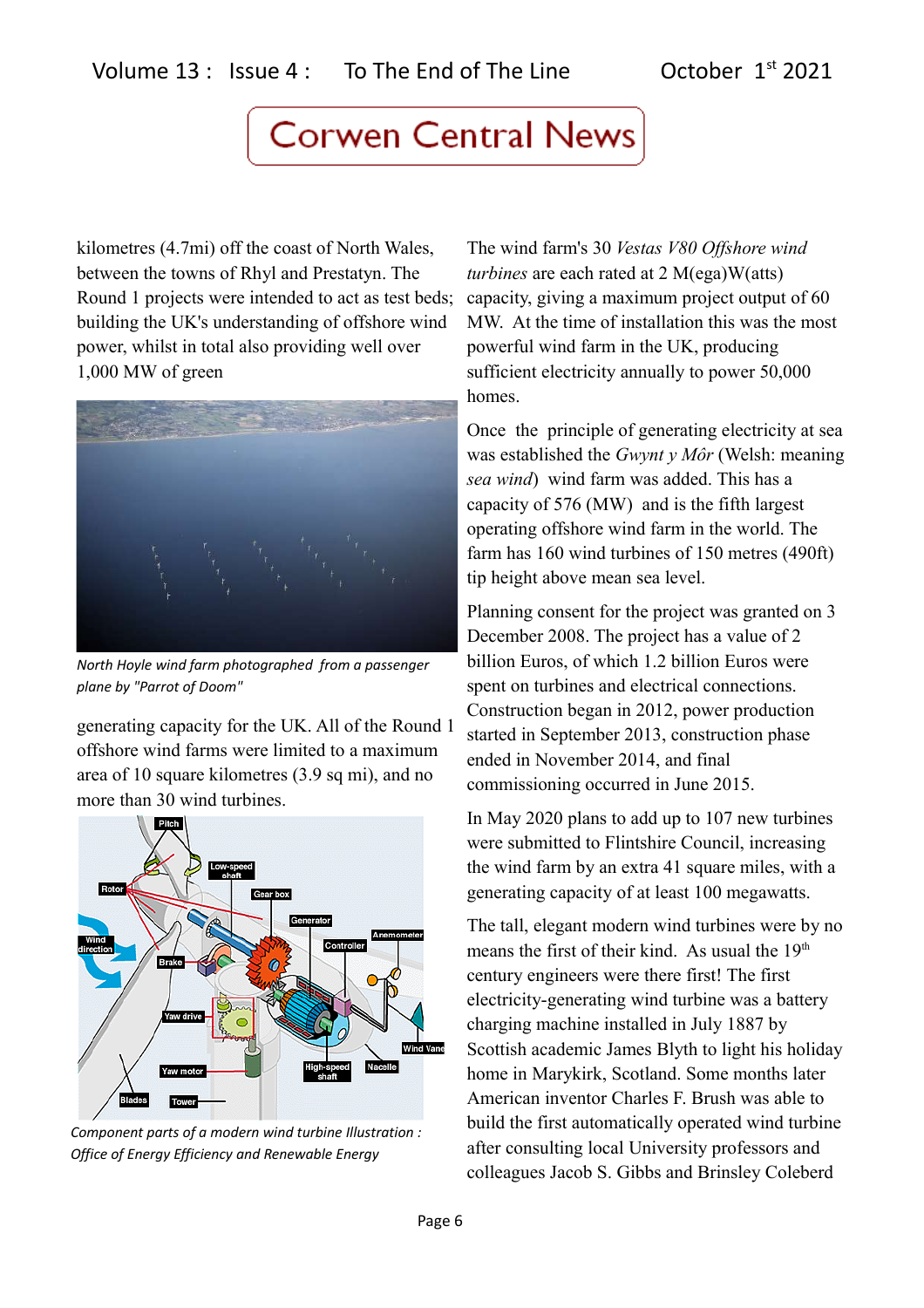kilometres (4.7mi) off the coast of North Wales, between the towns of Rhyl and Prestatyn. The Round 1 projects were intended to act as test beds; building the UK's understanding of offshore wind power, whilst in total also providing well over 1,000 MW of green

*North Hoyle wind farm photographed from a passenger plane by "Parrot of Doom"*

generating capacity for the UK. All of the Round 1 offshore wind farms were limited to a maximum area of 10 square kilometres (3.9 sq mi), and no more than 30 wind turbines.

*Component parts of a modern wind turbine Illustration : Office of Energy Efficiency and Renewable Energy*

The wind farm's 30 *Vestas V80 Offshore wind turbines* are each rated at 2 M(ega)W(atts) capacity, giving a maximum project output of 60 MW. At the time of installation this was the most powerful wind farm in the UK, producing sufficient electricity annually to power 50,000 homes.

Once the principle of generating electricity at sea was established the *Gwynt y Môr* (Welsh: meaning *sea wind*) wind farm was added. This has a capacity of 576 (MW) and is the fifth largest operating offshore wind farm in the world. The farm has 160 wind turbines of 150 metres (490ft) tip height above mean sea level.

Planning consent for the project was granted on 3 December 2008. The project has a value of 2 billion Euros, of which 1.2 billion Euros were spent on turbines and electrical connections. Construction began in 2012, power production started in September 2013, construction phase ended in November 2014, and final commissioning occurred in June 2015.

In May 2020 plans to add up to 107 new turbines were submitted to Flintshire Council, increasing the wind farm by an extra 41 square miles, with a generating capacity of at least 100 megawatts.

The tall, elegant modern wind turbines were by no means the first of their kind. As usual the 19th century engineers were there first! The first electricity-generating wind turbine was a battery charging machine installed in July 1887 by Scottish academic James Blyth to light his holiday home in Marykirk, Scotland. Some months later American inventor Charles F. Brush was able to build the first automatically operated wind turbine after consulting local University professors and colleagues Jacob S. Gibbs and Brinsley Coleberd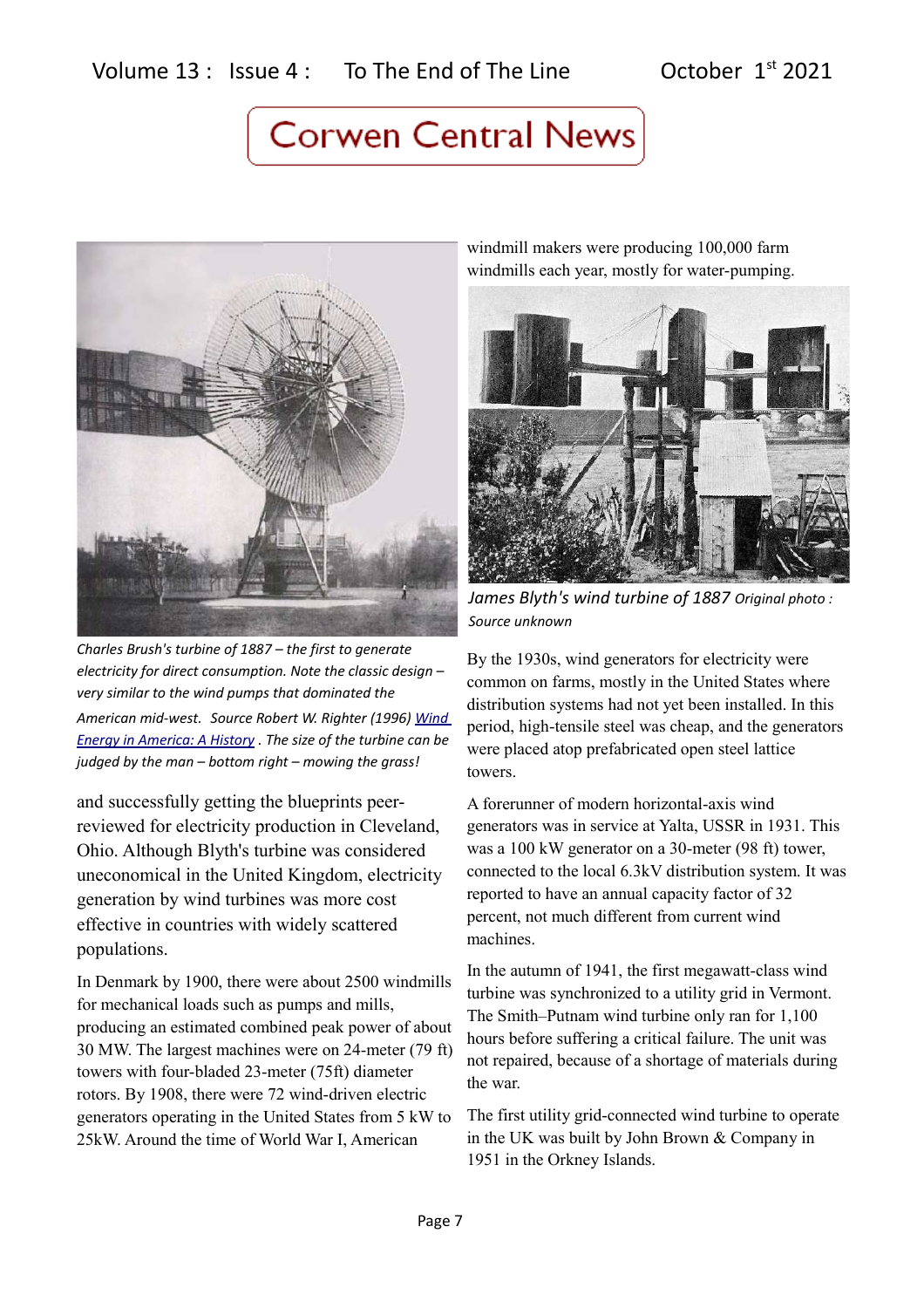*Charles Brush's turbine of 1887 – the first to generate electricity for direct consumption. Note the classic design – very similar to the wind pumps that dominated the American mid-west. Source Robert W. Righter (1996) [Wind Energy in America: A History](). The size of the turbine can be judged by the man – bottom right – mowing the grass!*

and successfully getting the blueprints peer-reviewed for electricity production in Cleveland, Ohio. Although Blyth's turbine was considered uneconomical in the United Kingdom, electricity generation by wind turbines was more cost effective in countries with widely scattered populations.

In Denmark by 1900, there were about 2500 windmills for mechanical loads such as pumps and mills, producing an estimated combined peak power of about 30 MW. The largest machines were on 24-meter (79 ft) towers with four-bladed 23-meter (75ft) diameter rotors. By 1908, there were 72 wind-driven electric generators operating in the United States from 5 kW to 25kW. Around the time of World War I, American windmill makers were producing 100,000 farm windmills each year, mostly for water-pumping.

*James Blyth's wind turbine of 1887 Original photo : Source unknown*

By the 1930s, wind generators for electricity were common on farms, mostly in the United States where distribution systems had not yet been installed. In this period, high-tensile steel was cheap, and the generators were placed atop prefabricated open steel lattice towers.

A forerunner of modern horizontal-axis wind generators was in service at Yalta, USSR in 1931. This was a 100 kW generator on a 30-meter (98 ft) tower, connected to the local 6.3kV distribution system. It was reported to have an annual capacity factor of 32 percent, not much different from current wind machines.

In the autumn of 1941, the first megawatt-class wind turbine was synchronized to a utility grid in Vermont. The Smith–Putnam wind turbine only ran for 1,100 hours before suffering a critical failure. The unit was not repaired, because of a shortage of materials during the war.

The first utility grid-connected wind turbine to operate in the UK was built by John Brown & Company in 1951 in the Orkney Islands.